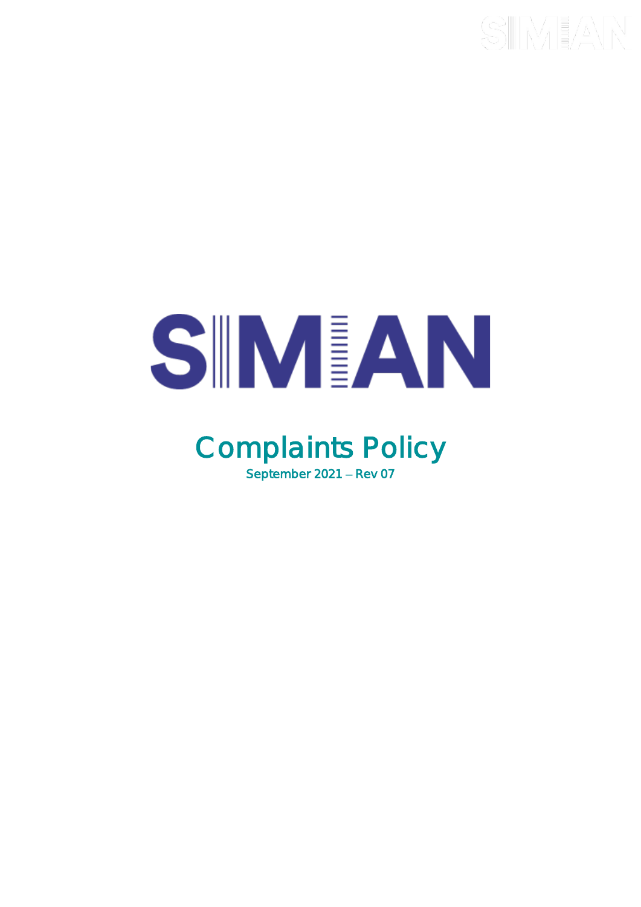# SIMIAN

# Complaints Policy

September 2021 – Rev 07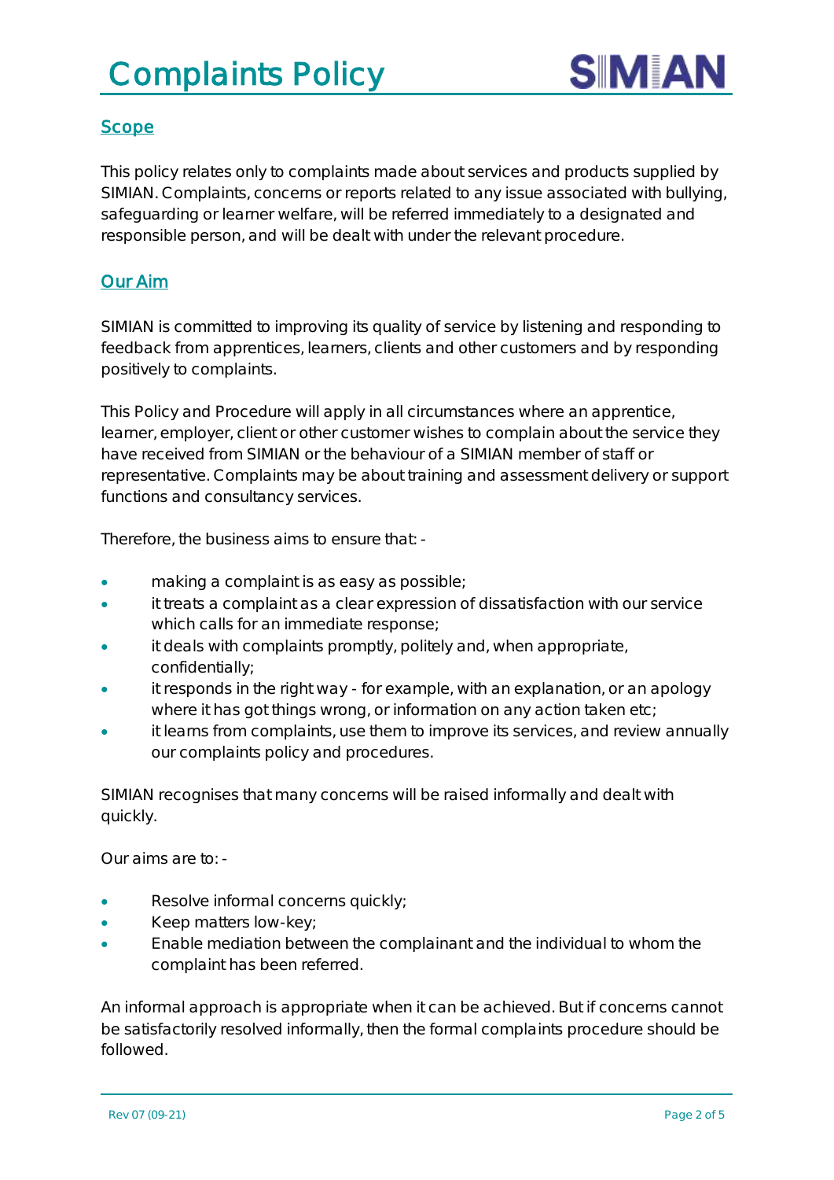# Complaints Policy

## Scope

This policy relates only to complaints made about services and products supplied by SIMIAN. Complaints, concerns or reports related to any issue associated with bullying, safeguarding or learner welfare, will be referred immediately to a designated and responsible person, and will be dealt with under the relevant procedure.

## Our Aim

SIMIAN is committed to improving its quality of service by listening and responding to feedback from apprentices, learners, clients and other customers and by responding positively to complaints.

This Policy and Procedure will apply in all circumstances where an apprentice, learner, employer, client or other customer wishes to complain about the service they have received from SIMIAN or the behaviour of a SIMIAN member of staff or representative. Complaints may be about training and assessment delivery or support functions and consultancy services.

Therefore, the business aims to ensure that: -

- making a complaint is as easy as possible;
- it treats a complaint as a clear expression of dissatisfaction with our service which calls for an immediate response;
- it deals with complaints promptly, politely and, when appropriate, confidentially;
- it responds in the right way - for example, with an explanation, or an apology where it has got things wrong, or information on any action taken etc;
- it learns from complaints, use them to improve its services, and review annually our complaints policy and procedures.

SIMIAN recognises that many concerns will be raised informally and dealt with quickly.

Our aims are to: -

- Resolve informal concerns quickly;
- Keep matters low-key;
- Enable mediation between the complainant and the individual to whom the complaint has been referred.

An informal approach is appropriate when it can be achieved. But if concerns cannot be satisfactorily resolved informally, then the formal complaints procedure should be followed.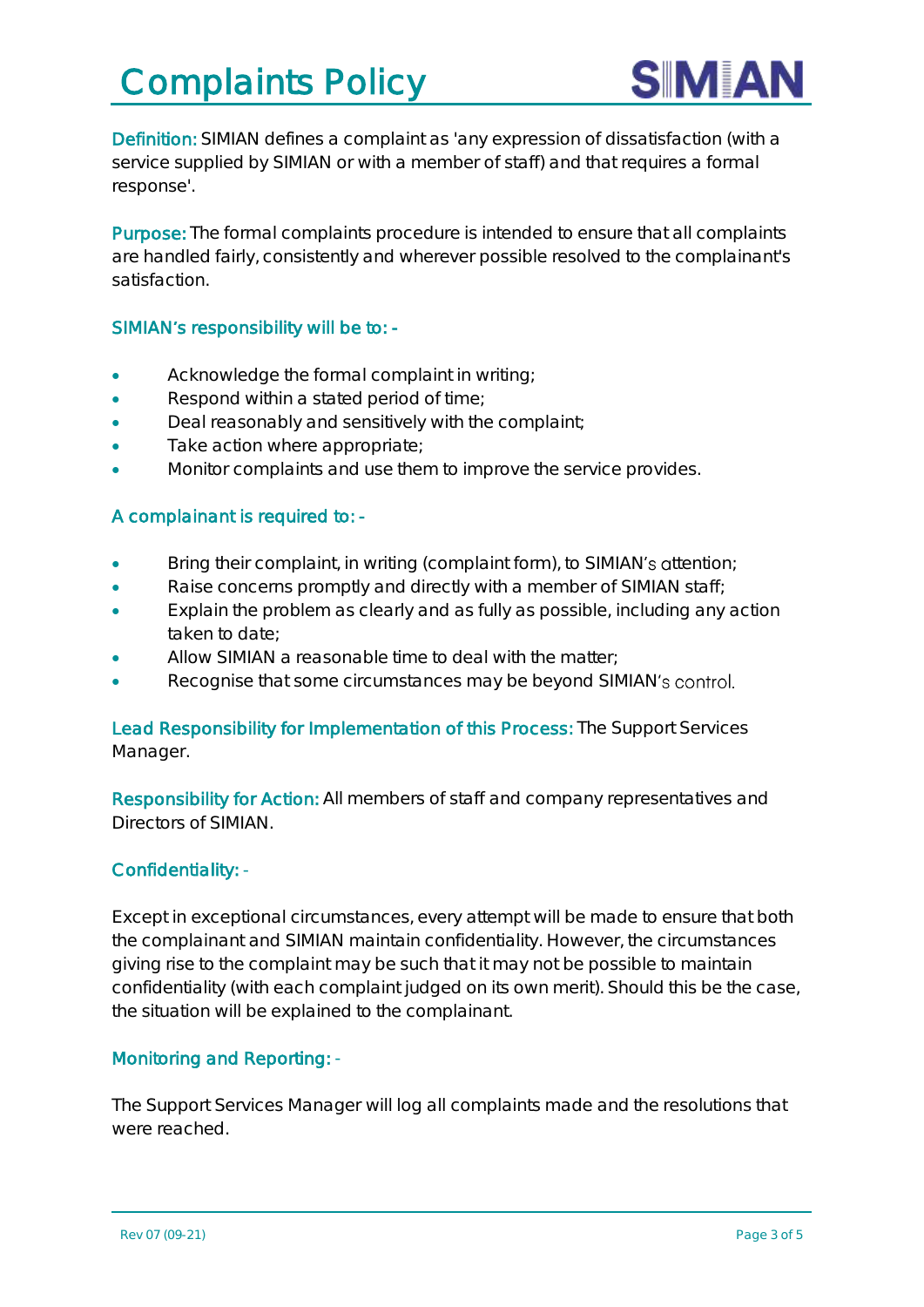# Complaints Policy

**Definition:** SIMIAN defines a complaint as 'any expression of dissatisfaction (with a service supplied by SIMIAN or with a member of staff) and that requires a formal response'.

**Purpose:** The formal complaints procedure is intended to ensure that all complaints are handled fairly, consistently and wherever possible resolved to the complainant's satisfaction.

### SIMIAN's responsibility will be to: -

- Acknowledge the formal complaint in writing;
- Respond within a stated period of time;
- Deal reasonably and sensitively with the complaint;
- Take action where appropriate;
- Monitor complaints and use them to improve the service provides.

### A complainant is required to: -

- Bring their complaint, in writing (complaint form), to SIMIAN's attention;
- Raise concerns promptly and directly with a member of SIMIAN staff;
- Explain the problem as clearly and as fully as possible, including any action taken to date;
- Allow SIMIAN a reasonable time to deal with the matter;
- Recognise that some circumstances may be beyond SIMIAN's control.

**Lead Responsibility for Implementation of this Process:** The Support Services Manager.

**Responsibility for Action:** All members of staff and company representatives and Directors of SIMIAN.

### Confidentiality: -

Except in exceptional circumstances, every attempt will be made to ensure that both the complainant and SIMIAN maintain confidentiality. However, the circumstances giving rise to the complaint may be such that it may not be possible to maintain confidentiality (with each complaint judged on its own merit). Should this be the case, the situation will be explained to the complainant.

### Monitoring and Reporting: -

The Support Services Manager will log all complaints made and the resolutions that were reached.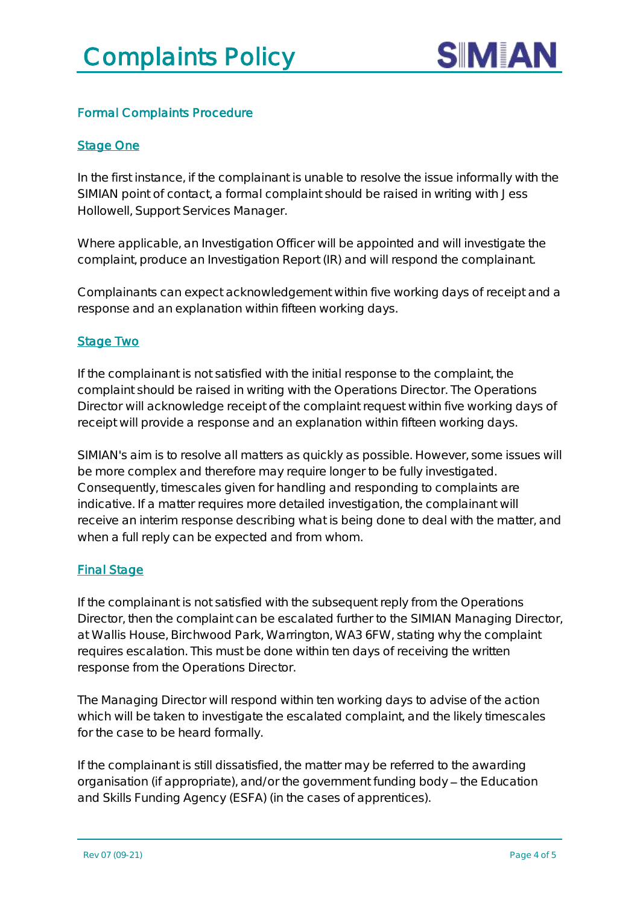## Formal Complaints Procedure

### Stage One

In the first instance, if the complainant is unable to resolve the issue informally with the SIMIAN point of contact, a formal complaint should be raised in writing with Jess Hollowell, Support Services Manager.

Where applicable, an Investigation Officer will be appointed and will investigate the complaint, produce an Investigation Report (IR) and will respond the complainant.

Complainants can expect acknowledgement within five working days of receipt and a response and an explanation within fifteen working days.

### Stage Two

If the complainant is not satisfied with the initial response to the complaint, the complaint should be raised in writing with the Operations Director. The Operations Director will acknowledge receipt of the complaint request within five working days of receipt will provide a response and an explanation within fifteen working days.

SIMIAN's aim is to resolve all matters as quickly as possible. However, some issues will be more complex and therefore may require longer to be fully investigated. Consequently, timescales given for handling and responding to complaints are indicative. If a matter requires more detailed investigation, the complainant will receive an interim response describing what is being done to deal with the matter, and when a full reply can be expected and from whom.

### Final Stage

If the complainant is not satisfied with the subsequent reply from the Operations Director, then the complaint can be escalated further to the SIMIAN Managing Director, at Wallis House, Birchwood Park, Warrington, WA3 6FW, stating why the complaint requires escalation. This must be done within ten days of receiving the written response from the Operations Director.

The Managing Director will respond within ten working days to advise of the action which will be taken to investigate the escalated complaint, and the likely timescales for the case to be heard formally.

If the complainant is still dissatisfied, the matter may be referred to the awarding organisation (if appropriate), and/or the government funding body – the Education and Skills Funding Agency (ESFA) (in the cases of apprentices).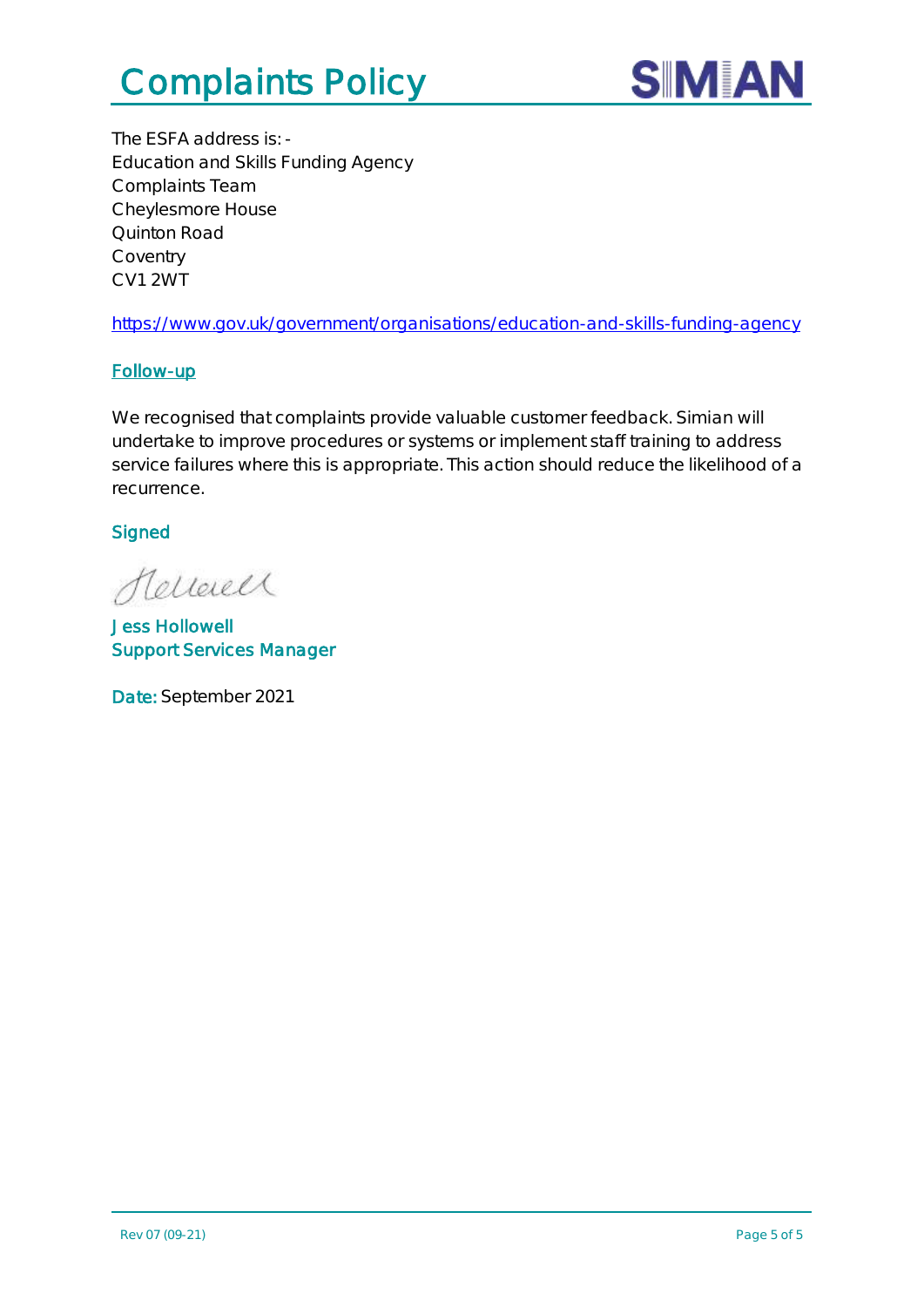The ESFA address is: -
Education and Skills Funding Agency
Complaints Team
Cheylesmore House
Quinton Road
Coventry
CV1 2WT

https://www.gov.uk/government/organisations/education-and-skills-funding-agency

## Follow-up

We recognised that complaints provide valuable customer feedback. Simian will undertake to improve procedures or systems or implement staff training to address service failures where this is appropriate. This action should reduce the likelihood of a recurrence.

**Signed**

**Jess Hollowell**
**Support Services Manager**

**Date:** September 2021